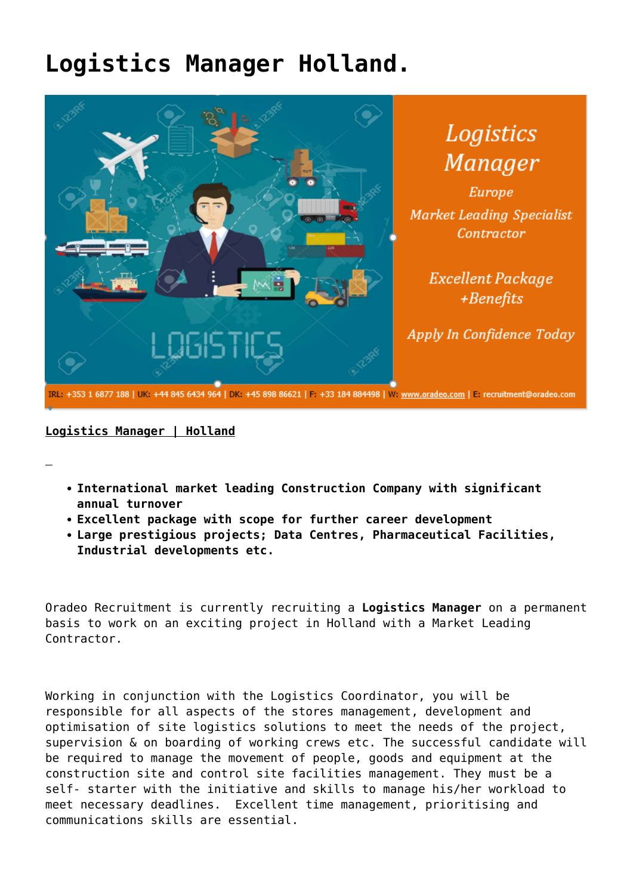# Logistics Manager Holland.

**Logistics Manager | Holland**

- **International market leading Construction Company with significant annual turnover**
- **Excellent package with scope for further career development**
- **Large prestigious projects; Data Centres, Pharmaceutical Facilities, Industrial developments etc.**

Oradeo Recruitment is currently recruiting a **Logistics Manager** on a permanent basis to work on an exciting project in Holland with a Market Leading Contractor.

Working in conjunction with the Logistics Coordinator, you will be responsible for all aspects of the stores management, development and optimisation of site logistics solutions to meet the needs of the project, supervision & on boarding of working crews etc. The successful candidate will be required to manage the movement of people, goods and equipment at the construction site and control site facilities management. They must be a self- starter with the initiative and skills to manage his/her workload to meet necessary deadlines.  Excellent time management, prioritising and communications skills are essential.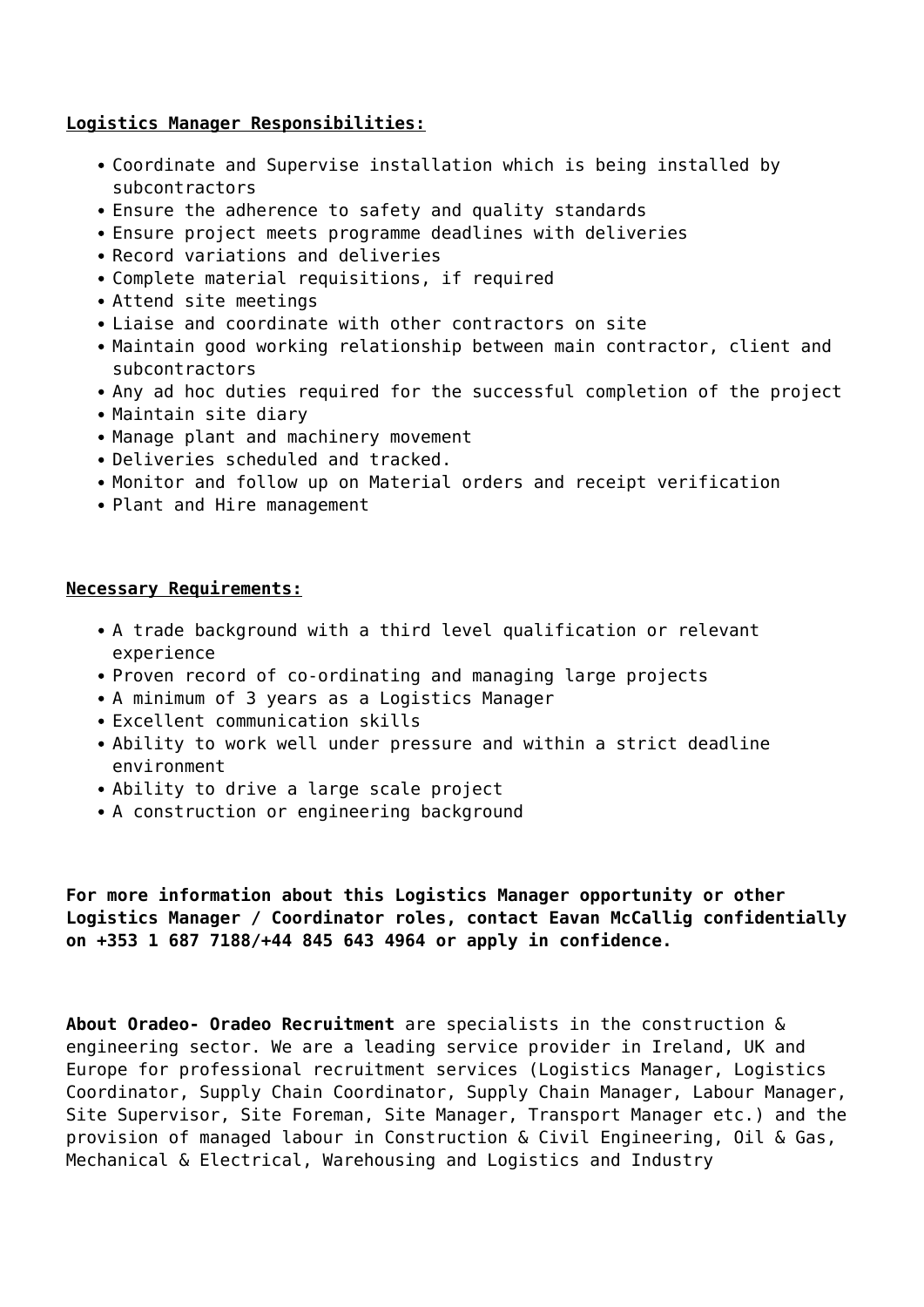**Logistics Manager Responsibilities:**

- Coordinate and Supervise installation which is being installed by subcontractors
- Ensure the adherence to safety and quality standards
- Ensure project meets programme deadlines with deliveries
- Record variations and deliveries
- Complete material requisitions, if required
- Attend site meetings
- Liaise and coordinate with other contractors on site
- Maintain good working relationship between main contractor, client and subcontractors
- Any ad hoc duties required for the successful completion of the project
- Maintain site diary
- Manage plant and machinery movement
- Deliveries scheduled and tracked.
- Monitor and follow up on Material orders and receipt verification
- Plant and Hire management

**Necessary Requirements:**

- A trade background with a third level qualification or relevant experience
- Proven record of co-ordinating and managing large projects
- A minimum of 3 years as a Logistics Manager
- Excellent communication skills
- Ability to work well under pressure and within a strict deadline environment
- Ability to drive a large scale project
- A construction or engineering background

**For more information about this Logistics Manager opportunity or other Logistics Manager / Coordinator roles, contact Eavan McCallig confidentially on +353 1 687 7188/+44 845 643 4964 or apply in confidence.**

**About Oradeo- Oradeo Recruitment** are specialists in the construction & engineering sector. We are a leading service provider in Ireland, UK and Europe for professional recruitment services (Logistics Manager, Logistics Coordinator, Supply Chain Coordinator, Supply Chain Manager, Labour Manager, Site Supervisor, Site Foreman, Site Manager, Transport Manager etc.) and the provision of managed labour in Construction & Civil Engineering, Oil & Gas, Mechanical & Electrical, Warehousing and Logistics and Industry